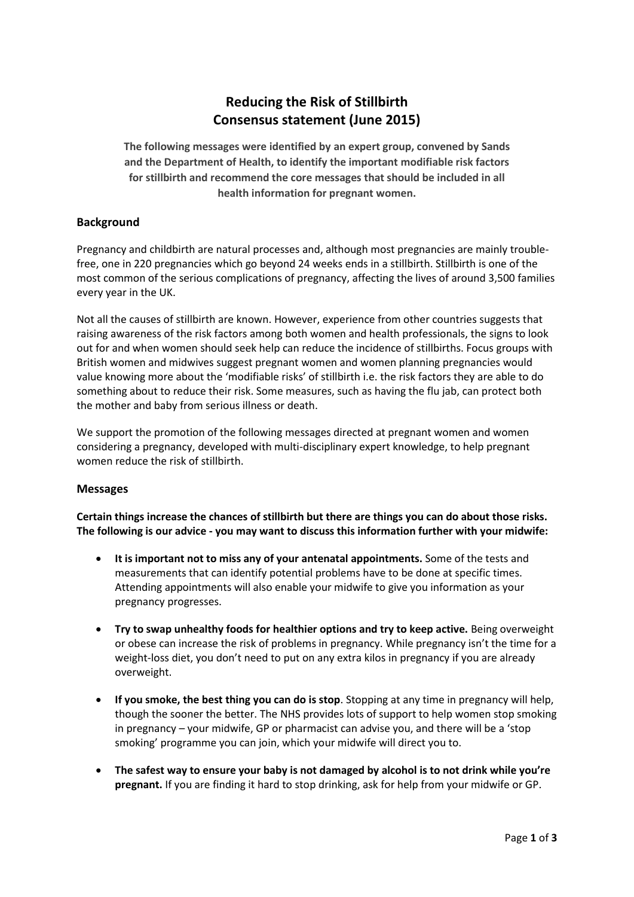# Reducing the Risk of Stillbirth
# Consensus statement (June 2015)

**The following messages were identified by an expert group, convened by Sands and the Department of Health, to identify the important modifiable risk factors for stillbirth and recommend the core messages that should be included in all health information for pregnant women.**

## Background

Pregnancy and childbirth are natural processes and, although most pregnancies are mainly trouble-free, one in 220 pregnancies which go beyond 24 weeks ends in a stillbirth. Stillbirth is one of the most common of the serious complications of pregnancy, affecting the lives of around 3,500 families every year in the UK.

Not all the causes of stillbirth are known. However, experience from other countries suggests that raising awareness of the risk factors among both women and health professionals, the signs to look out for and when women should seek help can reduce the incidence of stillbirths. Focus groups with British women and midwives suggest pregnant women and women planning pregnancies would value knowing more about the 'modifiable risks' of stillbirth i.e. the risk factors they are able to do something about to reduce their risk. Some measures, such as having the flu jab, can protect both the mother and baby from serious illness or death.

We support the promotion of the following messages directed at pregnant women and women considering a pregnancy, developed with multi-disciplinary expert knowledge, to help pregnant women reduce the risk of stillbirth.

## Messages

**Certain things increase the chances of stillbirth but there are things you can do about those risks. The following is our advice - you may want to discuss this information further with your midwife:**

- **It is important not to miss any of your antenatal appointments.** Some of the tests and measurements that can identify potential problems have to be done at specific times. Attending appointments will also enable your midwife to give you information as your pregnancy progresses.

- **Try to swap unhealthy foods for healthier options and try to keep active.** Being overweight or obese can increase the risk of problems in pregnancy. While pregnancy isn't the time for a weight-loss diet, you don't need to put on any extra kilos in pregnancy if you are already overweight.

- **If you smoke, the best thing you can do is stop**. Stopping at any time in pregnancy will help, though the sooner the better. The NHS provides lots of support to help women stop smoking in pregnancy – your midwife, GP or pharmacist can advise you, and there will be a 'stop smoking' programme you can join, which your midwife will direct you to.

- **The safest way to ensure your baby is not damaged by alcohol is to not drink while you're pregnant.** If you are finding it hard to stop drinking, ask for help from your midwife or GP.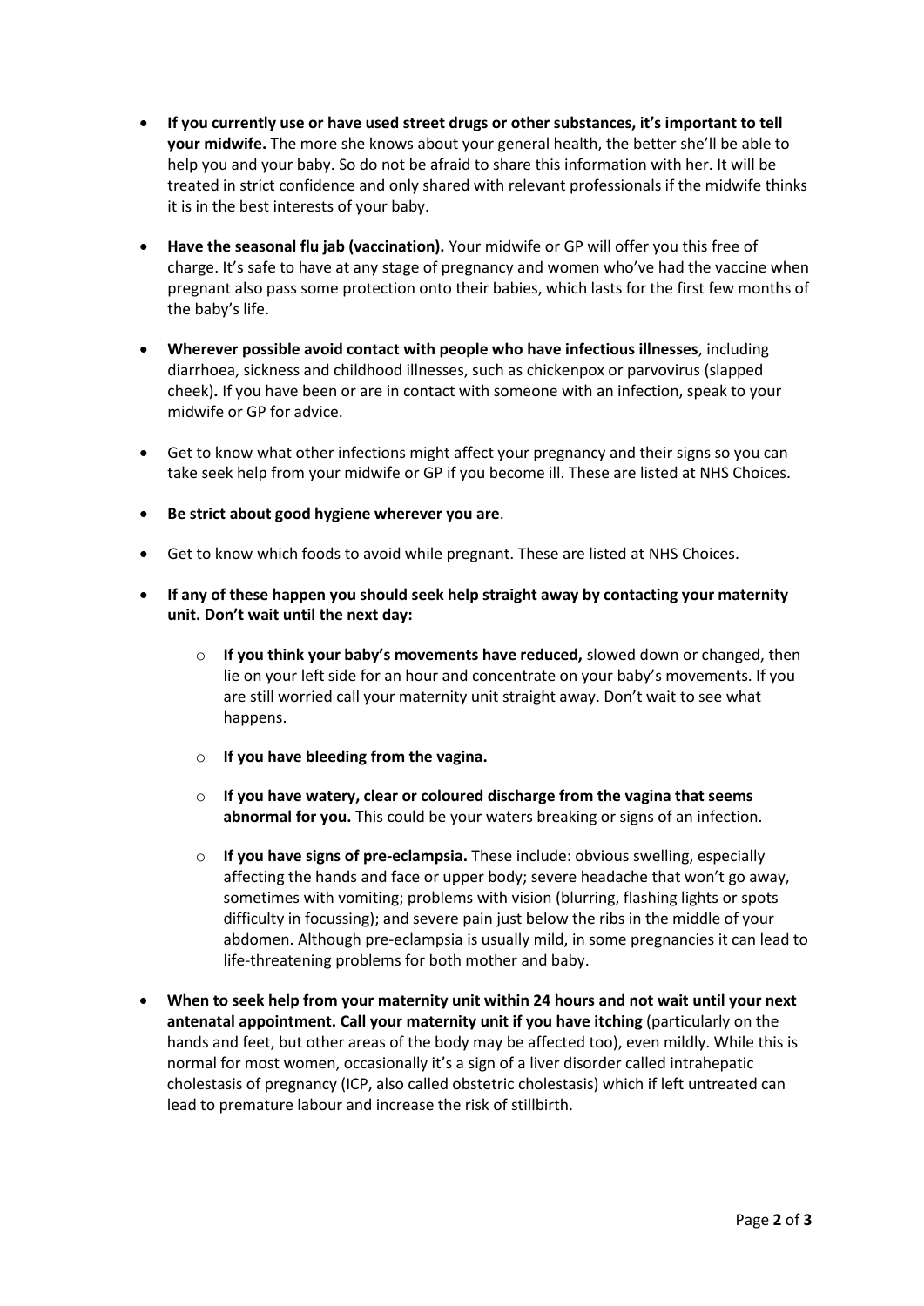- **If you currently use or have used street drugs or other substances, it's important to tell your midwife.** The more she knows about your general health, the better she'll be able to help you and your baby. So do not be afraid to share this information with her. It will be treated in strict confidence and only shared with relevant professionals if the midwife thinks it is in the best interests of your baby.

- **Have the seasonal flu jab (vaccination).** Your midwife or GP will offer you this free of charge. It's safe to have at any stage of pregnancy and women who've had the vaccine when pregnant also pass some protection onto their babies, which lasts for the first few months of the baby's life.

- **Wherever possible avoid contact with people who have infectious illnesses**, including diarrhoea, sickness and childhood illnesses, such as chickenpox or parvovirus (slapped cheek)**.** If you have been or are in contact with someone with an infection, speak to your midwife or GP for advice.

- Get to know what other infections might affect your pregnancy and their signs so you can take seek help from your midwife or GP if you become ill. These are listed at NHS Choices.

- **Be strict about good hygiene wherever you are**.

- Get to know which foods to avoid while pregnant. These are listed at NHS Choices.

- **If any of these happen you should seek help straight away by contacting your maternity unit. Don't wait until the next day:**

    - **If you think your baby's movements have reduced,** slowed down or changed, then lie on your left side for an hour and concentrate on your baby's movements. If you are still worried call your maternity unit straight away. Don't wait to see what happens.

    - **If you have bleeding from the vagina.**

    - **If you have watery, clear or coloured discharge from the vagina that seems abnormal for you.** This could be your waters breaking or signs of an infection.

    - **If you have signs of pre-eclampsia.** These include: obvious swelling, especially affecting the hands and face or upper body; severe headache that won't go away, sometimes with vomiting; problems with vision (blurring, flashing lights or spots difficulty in focussing); and severe pain just below the ribs in the middle of your abdomen. Although pre-eclampsia is usually mild, in some pregnancies it can lead to life-threatening problems for both mother and baby.

- **When to seek help from your maternity unit within 24 hours and not wait until your next antenatal appointment. Call your maternity unit if you have itching** (particularly on the hands and feet, but other areas of the body may be affected too), even mildly. While this is normal for most women, occasionally it's a sign of a liver disorder called intrahepatic cholestasis of pregnancy (ICP, also called obstetric cholestasis) which if left untreated can lead to premature labour and increase the risk of stillbirth.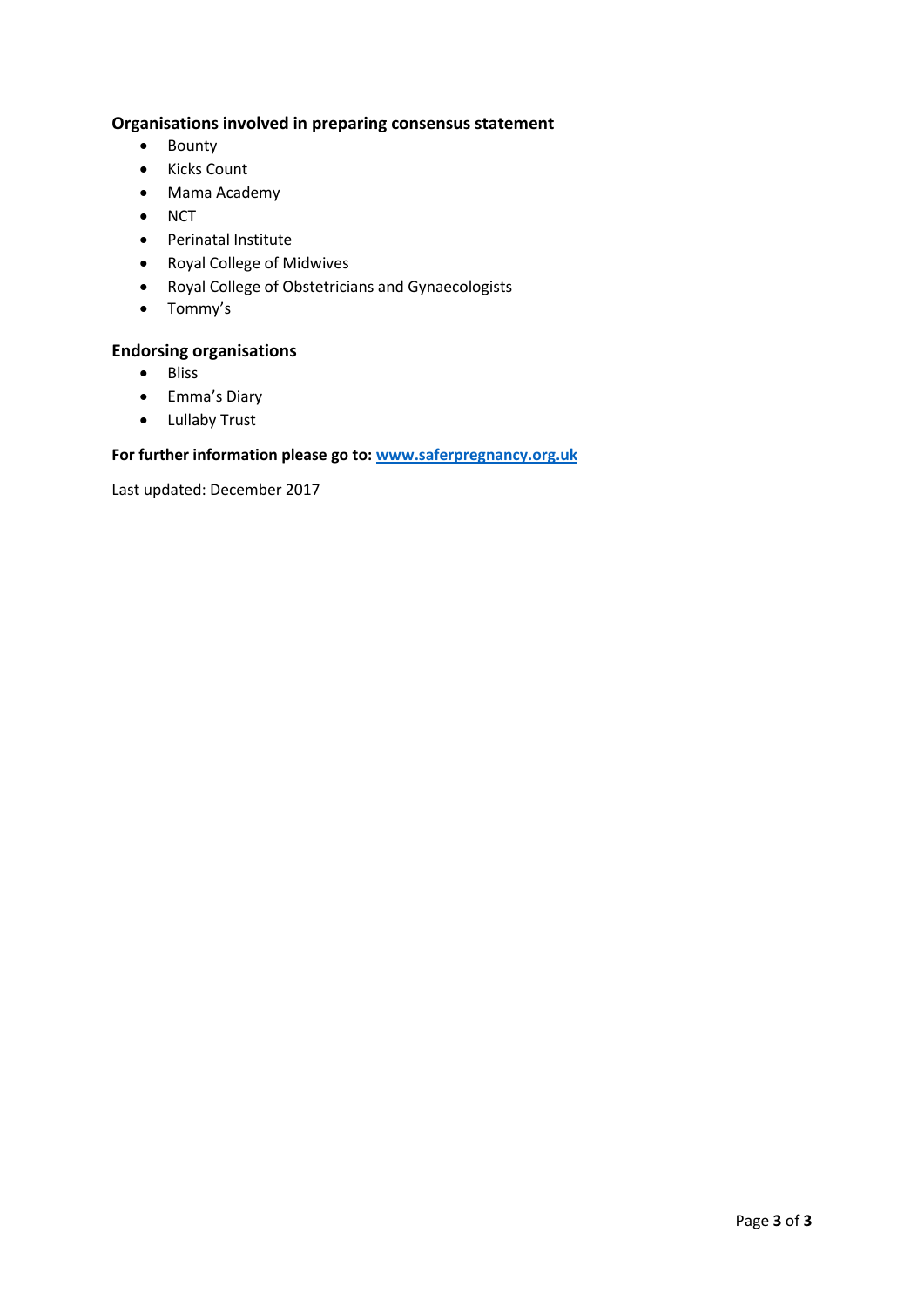**Organisations involved in preparing consensus statement**

- Bounty
- Kicks Count
- Mama Academy
- NCT
- Perinatal Institute
- Royal College of Midwives
- Royal College of Obstetricians and Gynaecologists
- Tommy's

**Endorsing organisations**

- Bliss
- Emma's Diary
- Lullaby Trust

**For further information please go to:** [www.saferpregnancy.org.uk](http://www.saferpregnancy.org.uk)

Last updated: December 2017